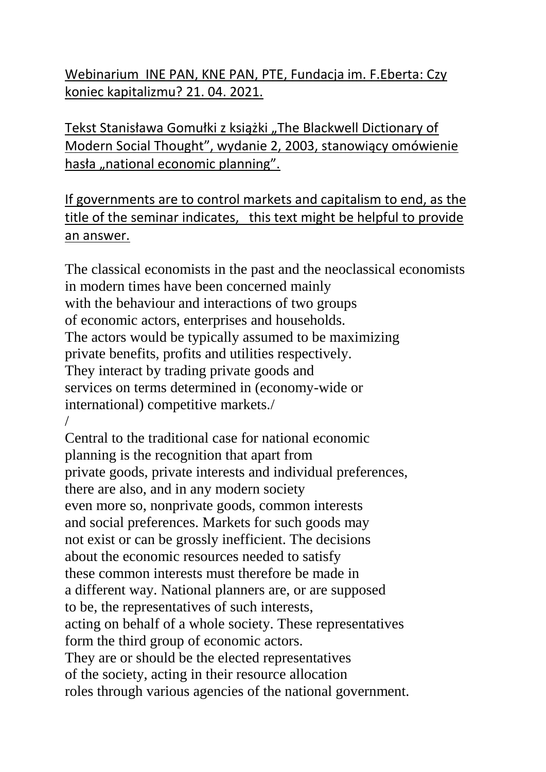<u>Webinarium INE PAN, KNE PAN, PTE, Fundacja im. F.Eberta: Czy koniec kapitalizmu? 21. 04. 2021.</u>

<u>Tekst Stanisława Gomułki z książki „The Blackwell Dictionary of Modern Social Thought", wydanie 2, 2003, stanowiący omówienie hasła „national economic planning".</u>

<u>If governments are to control markets and capitalism to end, as the title of the seminar indicates, this text might be helpful to provide an answer.</u>

The classical economists in the past and the neoclassical economists in modern times have been concerned mainly with the behaviour and interactions of two groups of economic actors, enterprises and households. The actors would be typically assumed to be maximizing private benefits, profits and utilities respectively. They interact by trading private goods and services on terms determined in (economy-wide or international) competitive markets./
/

Central to the traditional case for national economic planning is the recognition that apart from private goods, private interests and individual preferences, there are also, and in any modern society even more so, nonprivate goods, common interests and social preferences. Markets for such goods may not exist or can be grossly inefficient. The decisions about the economic resources needed to satisfy these common interests must therefore be made in a different way. National planners are, or are supposed to be, the representatives of such interests, acting on behalf of a whole society. These representatives form the third group of economic actors. They are or should be the elected representatives of the society, acting in their resource allocation roles through various agencies of the national government.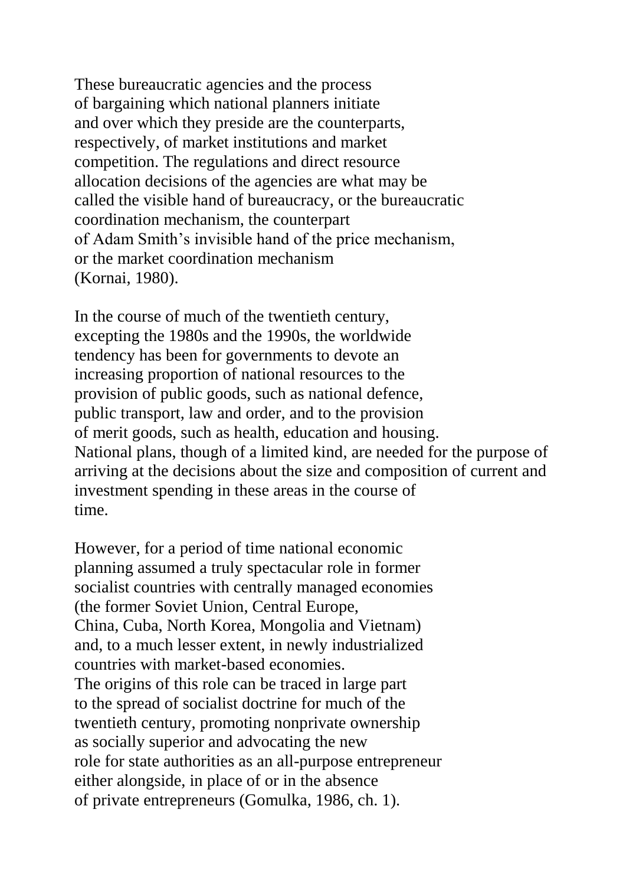These bureaucratic agencies and the process of bargaining which national planners initiate and over which they preside are the counterparts, respectively, of market institutions and market competition. The regulations and direct resource allocation decisions of the agencies are what may be called the visible hand of bureaucracy, or the bureaucratic coordination mechanism, the counterpart of Adam Smith's invisible hand of the price mechanism, or the market coordination mechanism (Kornai, 1980).

In the course of much of the twentieth century, excepting the 1980s and the 1990s, the worldwide tendency has been for governments to devote an increasing proportion of national resources to the provision of public goods, such as national defence, public transport, law and order, and to the provision of merit goods, such as health, education and housing. National plans, though of a limited kind, are needed for the purpose of arriving at the decisions about the size and composition of current and investment spending in these areas in the course of time.

However, for a period of time national economic planning assumed a truly spectacular role in former socialist countries with centrally managed economies (the former Soviet Union, Central Europe, China, Cuba, North Korea, Mongolia and Vietnam) and, to a much lesser extent, in newly industrialized countries with market-based economies. The origins of this role can be traced in large part to the spread of socialist doctrine for much of the twentieth century, promoting nonprivate ownership as socially superior and advocating the new role for state authorities as an all-purpose entrepreneur either alongside, in place of or in the absence of private entrepreneurs (Gomulka, 1986, ch. 1).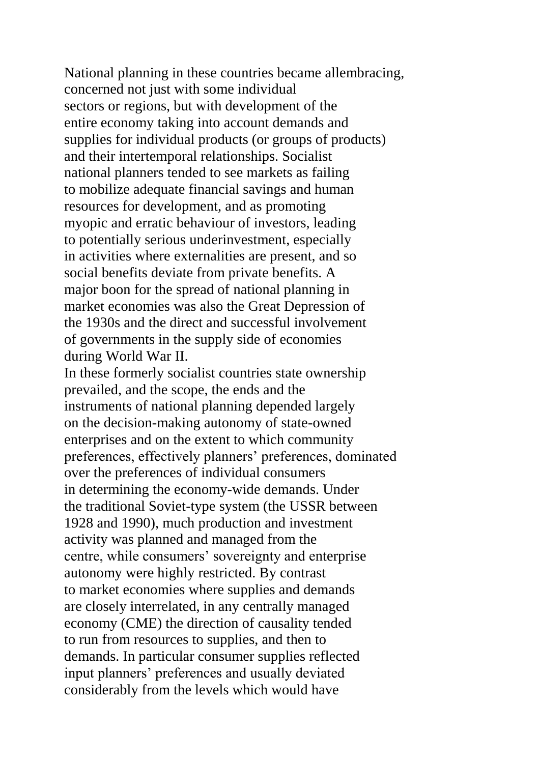National planning in these countries became allembracing, concerned not just with some individual sectors or regions, but with development of the entire economy taking into account demands and supplies for individual products (or groups of products) and their intertemporal relationships. Socialist national planners tended to see markets as failing to mobilize adequate financial savings and human resources for development, and as promoting myopic and erratic behaviour of investors, leading to potentially serious underinvestment, especially in activities where externalities are present, and so social benefits deviate from private benefits. A major boon for the spread of national planning in market economies was also the Great Depression of the 1930s and the direct and successful involvement of governments in the supply side of economies during World War II.

In these formerly socialist countries state ownership prevailed, and the scope, the ends and the instruments of national planning depended largely on the decision-making autonomy of state-owned enterprises and on the extent to which community preferences, effectively planners' preferences, dominated over the preferences of individual consumers in determining the economy-wide demands. Under the traditional Soviet-type system (the USSR between 1928 and 1990), much production and investment activity was planned and managed from the centre, while consumers' sovereignty and enterprise autonomy were highly restricted. By contrast to market economies where supplies and demands are closely interrelated, in any centrally managed economy (CME) the direction of causality tended to run from resources to supplies, and then to demands. In particular consumer supplies reflected input planners' preferences and usually deviated considerably from the levels which would have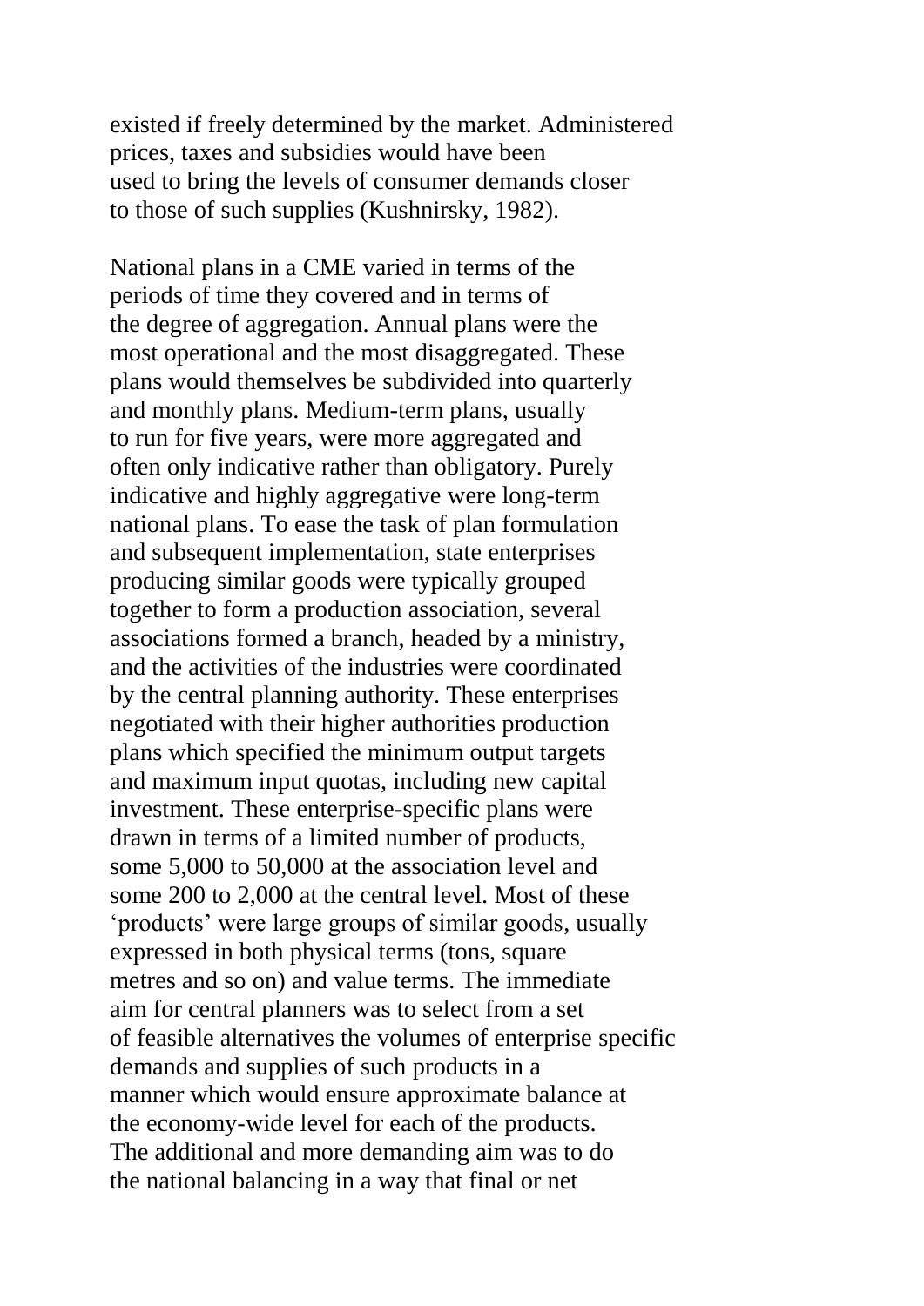existed if freely determined by the market. Administered prices, taxes and subsidies would have been used to bring the levels of consumer demands closer to those of such supplies (Kushnirsky, 1982).

National plans in a CME varied in terms of the periods of time they covered and in terms of the degree of aggregation. Annual plans were the most operational and the most disaggregated. These plans would themselves be subdivided into quarterly and monthly plans. Medium-term plans, usually to run for five years, were more aggregated and often only indicative rather than obligatory. Purely indicative and highly aggregative were long-term national plans. To ease the task of plan formulation and subsequent implementation, state enterprises producing similar goods were typically grouped together to form a production association, several associations formed a branch, headed by a ministry, and the activities of the industries were coordinated by the central planning authority. These enterprises negotiated with their higher authorities production plans which specified the minimum output targets and maximum input quotas, including new capital investment. These enterprise-specific plans were drawn in terms of a limited number of products, some 5,000 to 50,000 at the association level and some 200 to 2,000 at the central level. Most of these 'products' were large groups of similar goods, usually expressed in both physical terms (tons, square metres and so on) and value terms. The immediate aim for central planners was to select from a set of feasible alternatives the volumes of enterprise specific demands and supplies of such products in a manner which would ensure approximate balance at the economy-wide level for each of the products. The additional and more demanding aim was to do the national balancing in a way that final or net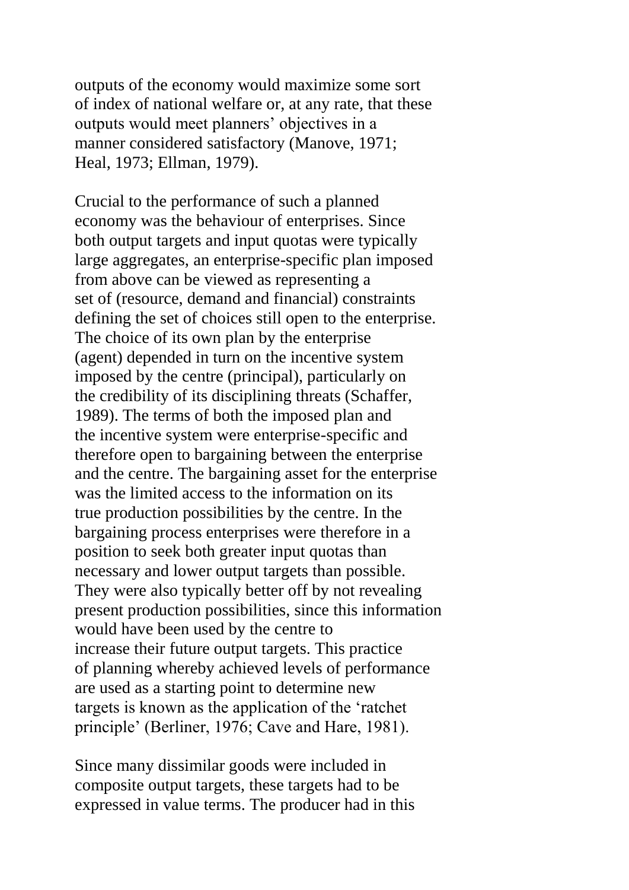outputs of the economy would maximize some sort of index of national welfare or, at any rate, that these outputs would meet planners' objectives in a manner considered satisfactory (Manove, 1971; Heal, 1973; Ellman, 1979).

Crucial to the performance of such a planned economy was the behaviour of enterprises. Since both output targets and input quotas were typically large aggregates, an enterprise-specific plan imposed from above can be viewed as representing a set of (resource, demand and financial) constraints defining the set of choices still open to the enterprise. The choice of its own plan by the enterprise (agent) depended in turn on the incentive system imposed by the centre (principal), particularly on the credibility of its disciplining threats (Schaffer, 1989). The terms of both the imposed plan and the incentive system were enterprise-specific and therefore open to bargaining between the enterprise and the centre. The bargaining asset for the enterprise was the limited access to the information on its true production possibilities by the centre. In the bargaining process enterprises were therefore in a position to seek both greater input quotas than necessary and lower output targets than possible. They were also typically better off by not revealing present production possibilities, since this information would have been used by the centre to increase their future output targets. This practice of planning whereby achieved levels of performance are used as a starting point to determine new targets is known as the application of the 'ratchet principle' (Berliner, 1976; Cave and Hare, 1981).

Since many dissimilar goods were included in composite output targets, these targets had to be expressed in value terms. The producer had in this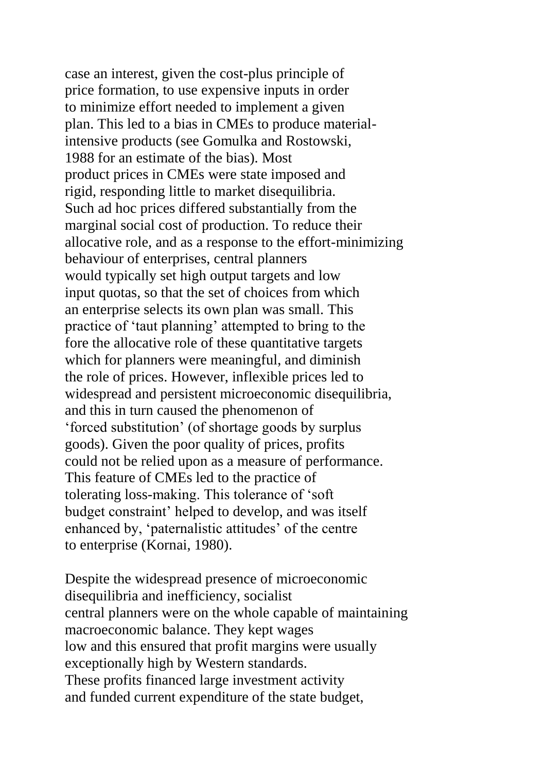case an interest, given the cost-plus principle of price formation, to use expensive inputs in order to minimize effort needed to implement a given plan. This led to a bias in CMEs to produce material-intensive products (see Gomulka and Rostowski, 1988 for an estimate of the bias). Most product prices in CMEs were state imposed and rigid, responding little to market disequilibria. Such ad hoc prices differed substantially from the marginal social cost of production. To reduce their allocative role, and as a response to the effort-minimizing behaviour of enterprises, central planners would typically set high output targets and low input quotas, so that the set of choices from which an enterprise selects its own plan was small. This practice of 'taut planning' attempted to bring to the fore the allocative role of these quantitative targets which for planners were meaningful, and diminish the role of prices. However, inflexible prices led to widespread and persistent microeconomic disequilibria, and this in turn caused the phenomenon of 'forced substitution' (of shortage goods by surplus goods). Given the poor quality of prices, profits could not be relied upon as a measure of performance. This feature of CMEs led to the practice of tolerating loss-making. This tolerance of 'soft budget constraint' helped to develop, and was itself enhanced by, 'paternalistic attitudes' of the centre to enterprise (Kornai, 1980).

Despite the widespread presence of microeconomic disequilibria and inefficiency, socialist central planners were on the whole capable of maintaining macroeconomic balance. They kept wages low and this ensured that profit margins were usually exceptionally high by Western standards. These profits financed large investment activity and funded current expenditure of the state budget,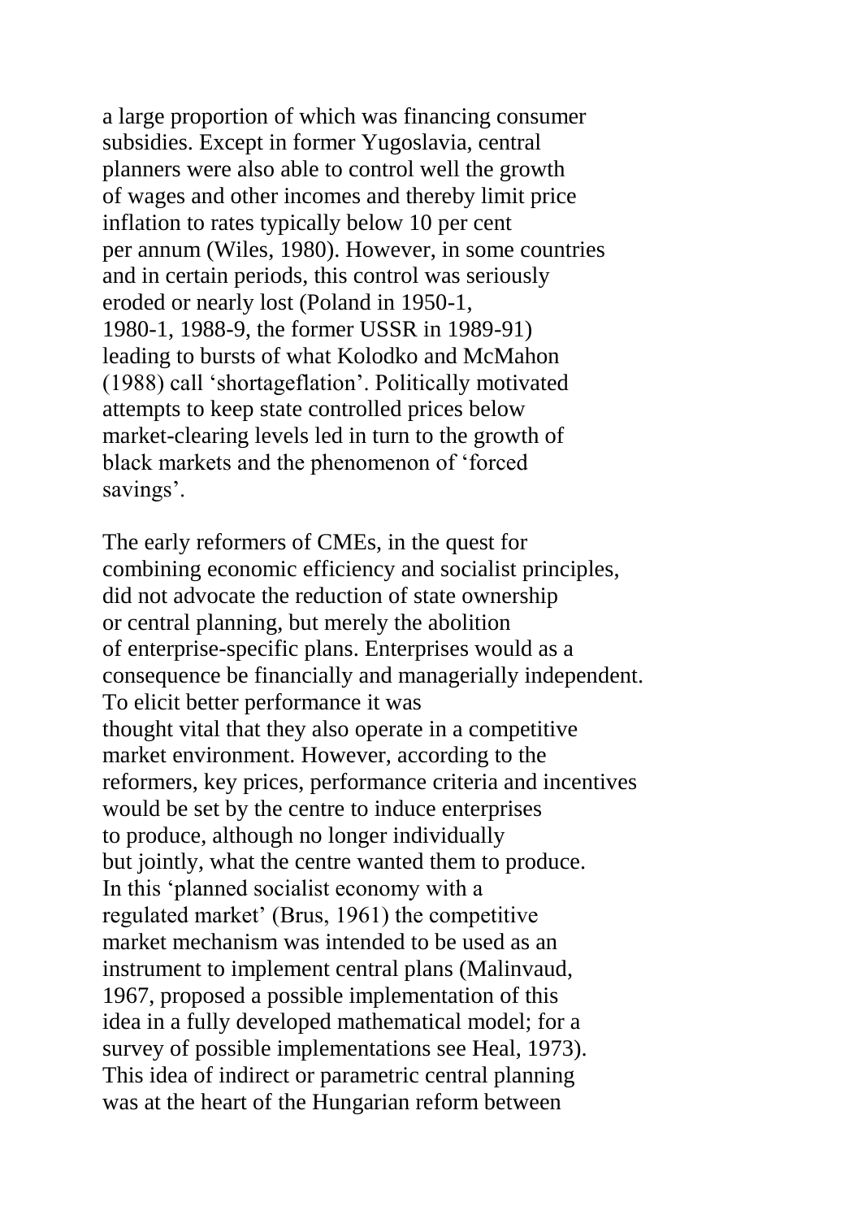a large proportion of which was financing consumer subsidies. Except in former Yugoslavia, central planners were also able to control well the growth of wages and other incomes and thereby limit price inflation to rates typically below 10 per cent per annum (Wiles, 1980). However, in some countries and in certain periods, this control was seriously eroded or nearly lost (Poland in 1950-1, 1980-1, 1988-9, the former USSR in 1989-91) leading to bursts of what Kolodko and McMahon (1988) call 'shortageflation'. Politically motivated attempts to keep state controlled prices below market-clearing levels led in turn to the growth of black markets and the phenomenon of 'forced savings'.

The early reformers of CMEs, in the quest for combining economic efficiency and socialist principles, did not advocate the reduction of state ownership or central planning, but merely the abolition of enterprise-specific plans. Enterprises would as a consequence be financially and managerially independent. To elicit better performance it was thought vital that they also operate in a competitive market environment. However, according to the reformers, key prices, performance criteria and incentives would be set by the centre to induce enterprises to produce, although no longer individually but jointly, what the centre wanted them to produce. In this 'planned socialist economy with a regulated market' (Brus, 1961) the competitive market mechanism was intended to be used as an instrument to implement central plans (Malinvaud, 1967, proposed a possible implementation of this idea in a fully developed mathematical model; for a survey of possible implementations see Heal, 1973). This idea of indirect or parametric central planning was at the heart of the Hungarian reform between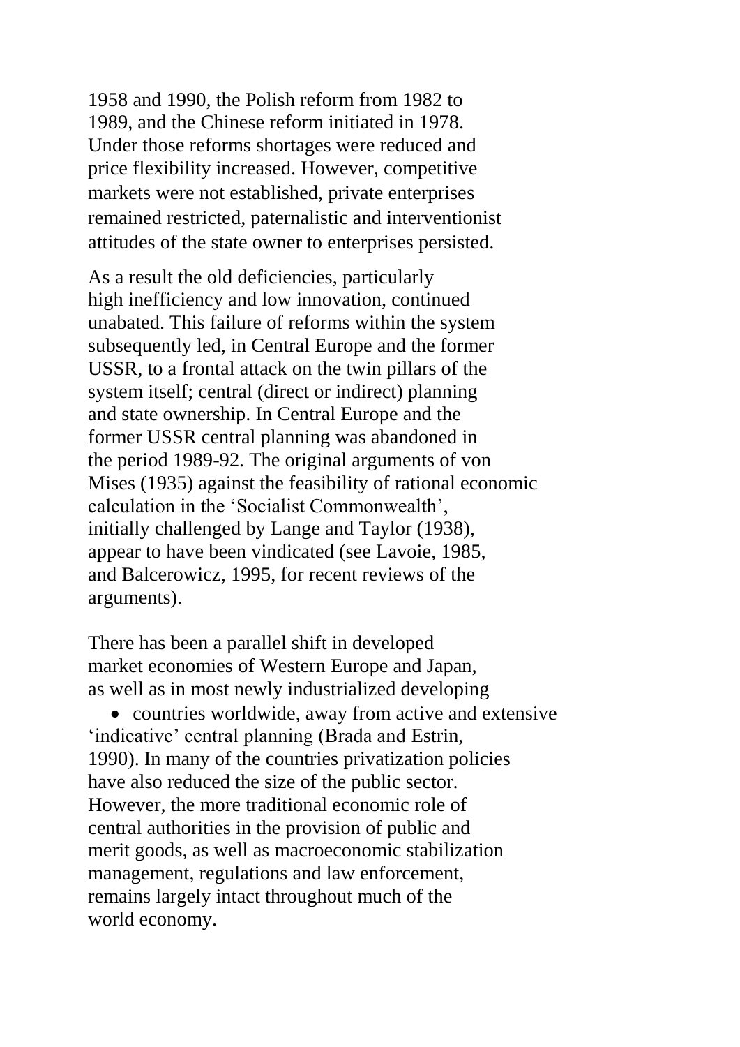1958 and 1990, the Polish reform from 1982 to 1989, and the Chinese reform initiated in 1978. Under those reforms shortages were reduced and price flexibility increased. However, competitive markets were not established, private enterprises remained restricted, paternalistic and interventionist attitudes of the state owner to enterprises persisted.

As a result the old deficiencies, particularly high inefficiency and low innovation, continued unabated. This failure of reforms within the system subsequently led, in Central Europe and the former USSR, to a frontal attack on the twin pillars of the system itself; central (direct or indirect) planning and state ownership. In Central Europe and the former USSR central planning was abandoned in the period 1989-92. The original arguments of von Mises (1935) against the feasibility of rational economic calculation in the 'Socialist Commonwealth', initially challenged by Lange and Taylor (1938), appear to have been vindicated (see Lavoie, 1985, and Balcerowicz, 1995, for recent reviews of the arguments).

There has been a parallel shift in developed market economies of Western Europe and Japan, as well as in most newly industrialized developing

- countries worldwide, away from active and extensive 'indicative' central planning (Brada and Estrin, 1990). In many of the countries privatization policies have also reduced the size of the public sector. However, the more traditional economic role of central authorities in the provision of public and merit goods, as well as macroeconomic stabilization management, regulations and law enforcement, remains largely intact throughout much of the world economy.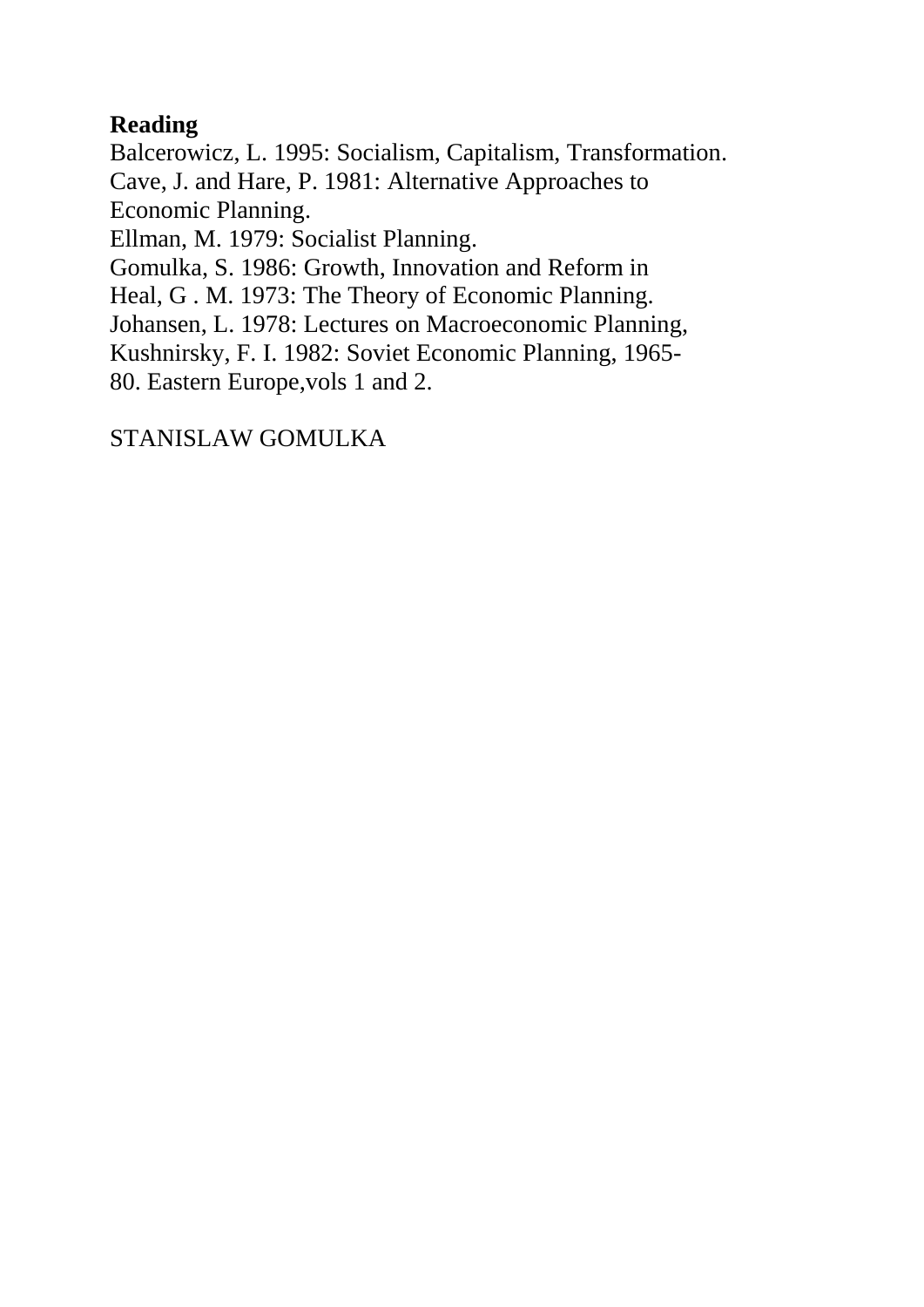**Reading**

Balcerowicz, L. 1995: Socialism, Capitalism, Transformation.
Cave, J. and Hare, P. 1981: Alternative Approaches to Economic Planning.
Ellman, M. 1979: Socialist Planning.
Gomulka, S. 1986: Growth, Innovation and Reform in
Heal, G . M. 1973: The Theory of Economic Planning.
Johansen, L. 1978: Lectures on Macroeconomic Planning,
Kushnirsky, F. I. 1982: Soviet Economic Planning, 1965-80. Eastern Europe,vols 1 and 2.

STANISLAW GOMULKA